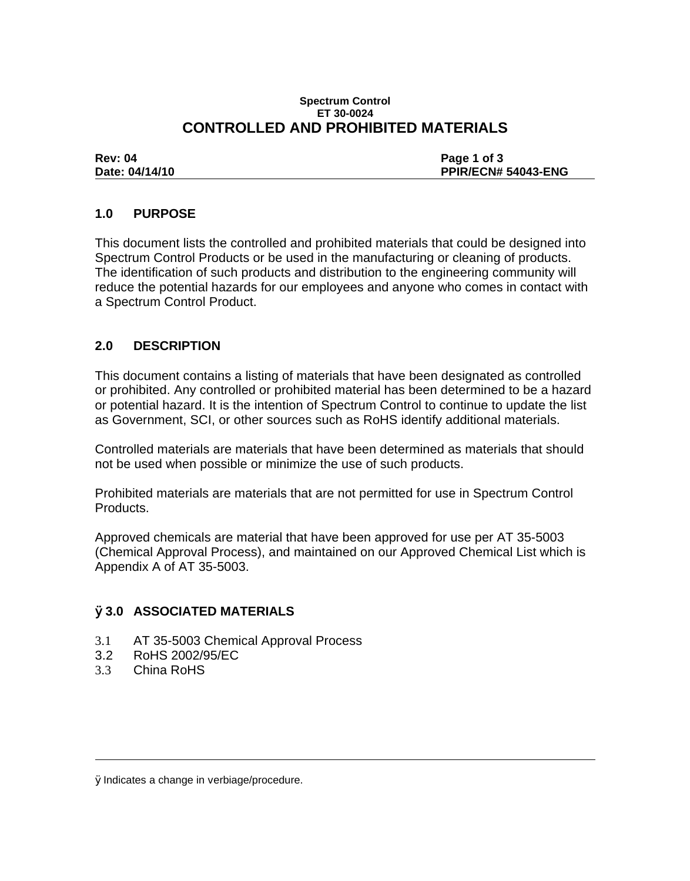**Spectrum Control**
**ET 30-0024**

# CONTROLLED AND PROHIBITED MATERIALS

**Rev: 04** | **Page 1 of 3**
**Date: 04/14/10** | **PPIR/ECN# 54043-ENG**

## 1.0 PURPOSE

This document lists the controlled and prohibited materials that could be designed into Spectrum Control Products or be used in the manufacturing or cleaning of products. The identification of such products and distribution to the engineering community will reduce the potential hazards for our employees and anyone who comes in contact with a Spectrum Control Product.

## 2.0 DESCRIPTION

This document contains a listing of materials that have been designated as controlled or prohibited. Any controlled or prohibited material has been determined to be a hazard or potential hazard. It is the intention of Spectrum Control to continue to update the list as Government, SCI, or other sources such as RoHS identify additional materials.

Controlled materials are materials that have been determined as materials that should not be used when possible or minimize the use of such products.

Prohibited materials are materials that are not permitted for use in Spectrum Control Products.

Approved chemicals are material that have been approved for use per AT 35-5003 (Chemical Approval Process), and maintained on our Approved Chemical List which is Appendix A of AT 35-5003.

## ÿ 3.0 ASSOCIATED MATERIALS

3.1 AT 35-5003 Chemical Approval Process
3.2 RoHS 2002/95/EC
3.3 China RoHS

---

ÿ Indicates a change in verbiage/procedure.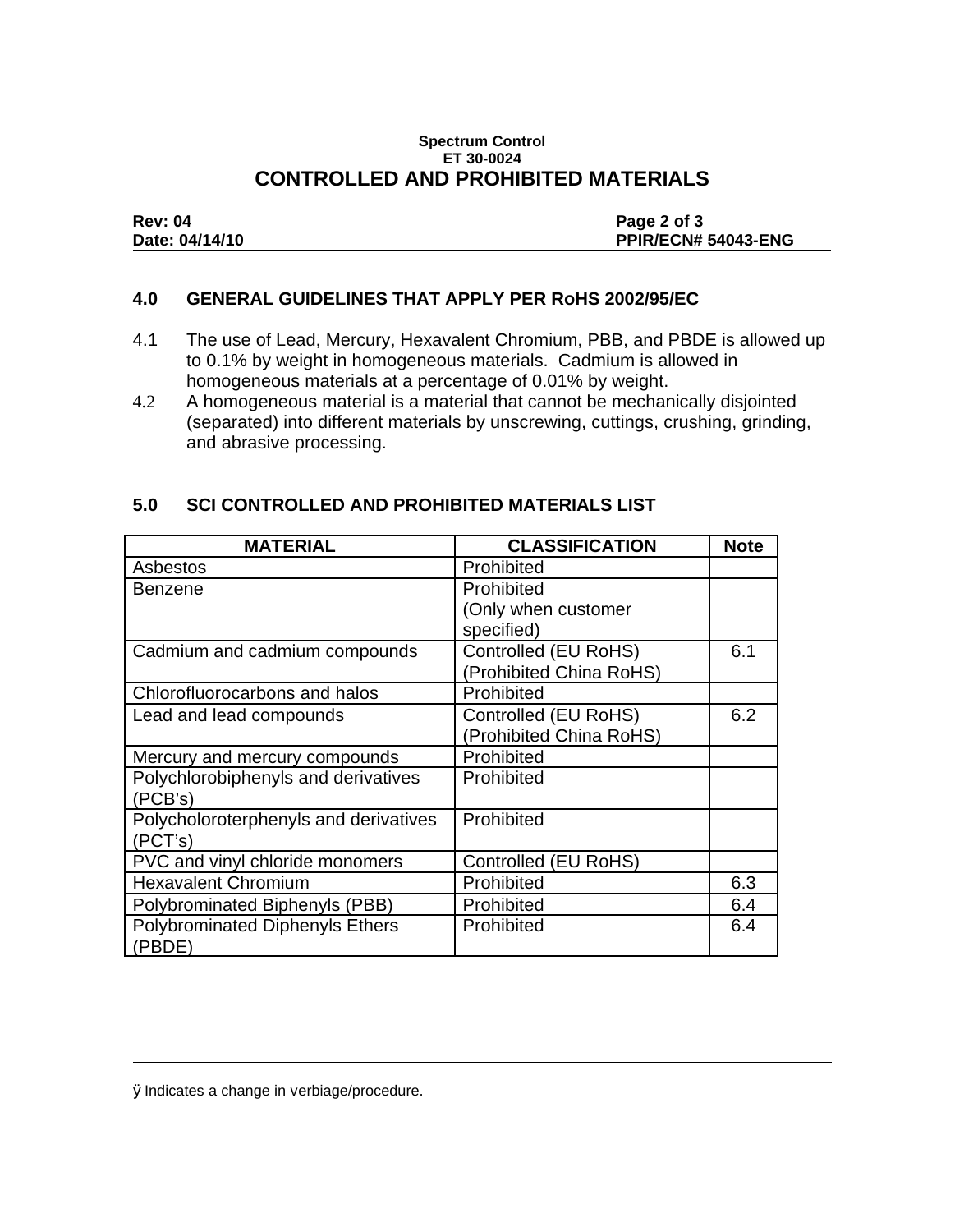## 4.0 GENERAL GUIDELINES THAT APPLY PER RoHS 2002/95/EC

4.1 The use of Lead, Mercury, Hexavalent Chromium, PBB, and PBDE is allowed up to 0.1% by weight in homogeneous materials. Cadmium is allowed in homogeneous materials at a percentage of 0.01% by weight.

4.2 A homogeneous material is a material that cannot be mechanically disjointed (separated) into different materials by unscrewing, cuttings, crushing, grinding, and abrasive processing.

## 5.0 SCI CONTROLLED AND PROHIBITED MATERIALS LIST

| MATERIAL | CLASSIFICATION | Note |
|---|---|---|
| Asbestos | Prohibited | |
| Benzene | Prohibited (Only when customer specified) | |
| Cadmium and cadmium compounds | Controlled (EU RoHS) (Prohibited China RoHS) | 6.1 |
| Chlorofluorocarbons and halos | Prohibited | |
| Lead and lead compounds | Controlled (EU RoHS) (Prohibited China RoHS) | 6.2 |
| Mercury and mercury compounds | Prohibited | |
| Polychlorobiphenyls and derivatives (PCB's) | Prohibited | |
| Polycholoroterphenyls and derivatives (PCT's) | Prohibited | |
| PVC and vinyl chloride monomers | Controlled (EU RoHS) | |
| Hexavalent Chromium | Prohibited | 6.3 |
| Polybrominated Biphenyls (PBB) | Prohibited | 6.4 |
| Polybrominated Diphenyls Ethers (PBDE) | Prohibited | 6.4 |

ÿ Indicates a change in verbiage/procedure.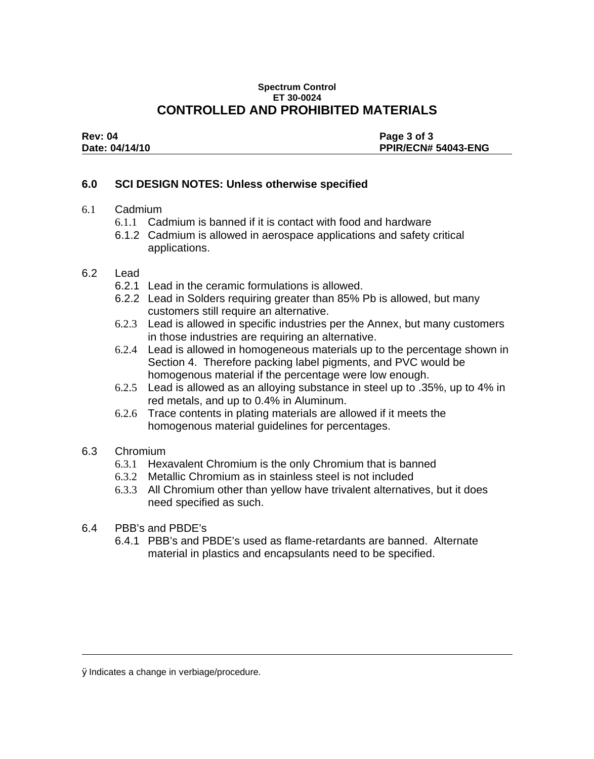## 6.0 SCI DESIGN NOTES: Unless otherwise specified

6.1 Cadmium

- 6.1.1 Cadmium is banned if it is contact with food and hardware
- 6.1.2 Cadmium is allowed in aerospace applications and safety critical applications.

6.2 Lead

- 6.2.1 Lead in the ceramic formulations is allowed.
- 6.2.2 Lead in Solders requiring greater than 85% Pb is allowed, but many customers still require an alternative.
- 6.2.3 Lead is allowed in specific industries per the Annex, but many customers in those industries are requiring an alternative.
- 6.2.4 Lead is allowed in homogeneous materials up to the percentage shown in Section 4. Therefore packing label pigments, and PVC would be homogenous material if the percentage were low enough.
- 6.2.5 Lead is allowed as an alloying substance in steel up to .35%, up to 4% in red metals, and up to 0.4% in Aluminum.
- 6.2.6 Trace contents in plating materials are allowed if it meets the homogenous material guidelines for percentages.

6.3 Chromium

- 6.3.1 Hexavalent Chromium is the only Chromium that is banned
- 6.3.2 Metallic Chromium as in stainless steel is not included
- 6.3.3 All Chromium other than yellow have trivalent alternatives, but it does need specified as such.

6.4 PBB's and PBDE's

- 6.4.1 PBB's and PBDE's used as flame-retardants are banned. Alternate material in plastics and encapsulants need to be specified.

ÿ Indicates a change in verbiage/procedure.